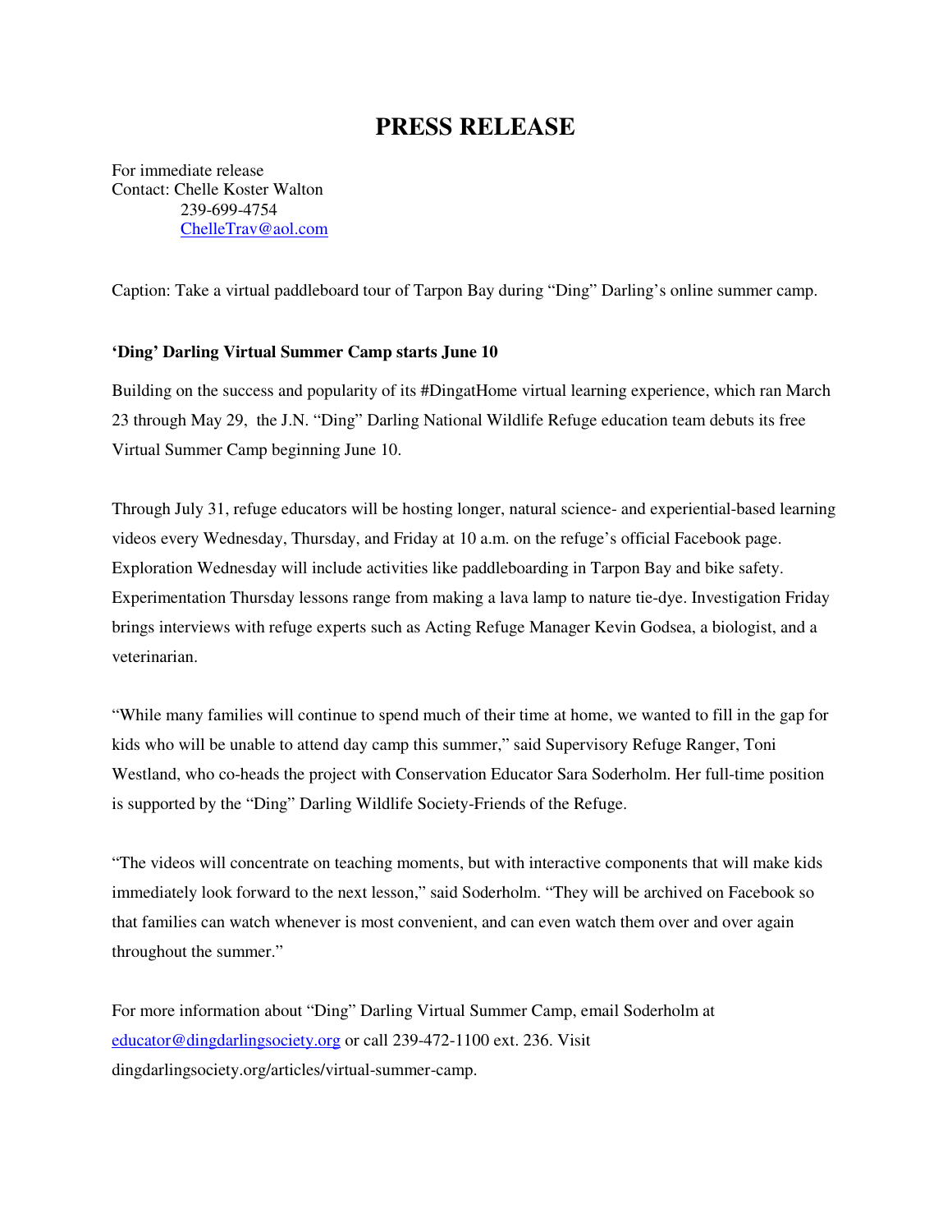# PRESS RELEASE

For immediate release
Contact: Chelle Koster Walton
239-699-4754
ChelleTrav@aol.com

Caption: Take a virtual paddleboard tour of Tarpon Bay during "Ding" Darling's online summer camp.

**'Ding' Darling Virtual Summer Camp starts June 10**

Building on the success and popularity of its #DingatHome virtual learning experience, which ran March 23 through May 29, the J.N. "Ding" Darling National Wildlife Refuge education team debuts its free Virtual Summer Camp beginning June 10.

Through July 31, refuge educators will be hosting longer, natural science- and experiential-based learning videos every Wednesday, Thursday, and Friday at 10 a.m. on the refuge's official Facebook page. Exploration Wednesday will include activities like paddleboarding in Tarpon Bay and bike safety. Experimentation Thursday lessons range from making a lava lamp to nature tie-dye. Investigation Friday brings interviews with refuge experts such as Acting Refuge Manager Kevin Godsea, a biologist, and a veterinarian.

"While many families will continue to spend much of their time at home, we wanted to fill in the gap for kids who will be unable to attend day camp this summer," said Supervisory Refuge Ranger, Toni Westland, who co-heads the project with Conservation Educator Sara Soderholm. Her full-time position is supported by the "Ding" Darling Wildlife Society-Friends of the Refuge.

"The videos will concentrate on teaching moments, but with interactive components that will make kids immediately look forward to the next lesson," said Soderholm. "They will be archived on Facebook so that families can watch whenever is most convenient, and can even watch them over and over again throughout the summer."

For more information about "Ding" Darling Virtual Summer Camp, email Soderholm at educator@dingdarlingsociety.org or call 239-472-1100 ext. 236. Visit dingdarlingsociety.org/articles/virtual-summer-camp.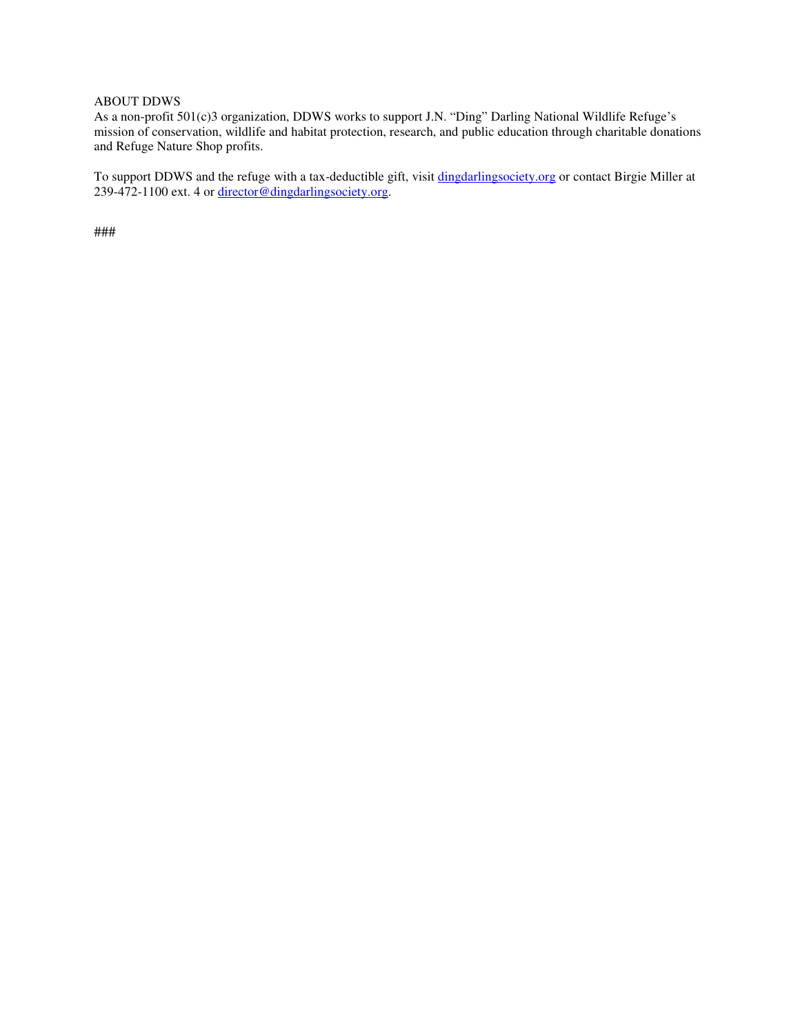ABOUT DDWS

As a non-profit 501(c)3 organization, DDWS works to support J.N. "Ding" Darling National Wildlife Refuge's mission of conservation, wildlife and habitat protection, research, and public education through charitable donations and Refuge Nature Shop profits.

To support DDWS and the refuge with a tax-deductible gift, visit [dingdarlingsociety.org](http://dingdarlingsociety.org) or contact Birgie Miller at 239-472-1100 ext. 4 or [director@dingdarlingsociety.org](mailto:director@dingdarlingsociety.org).

###